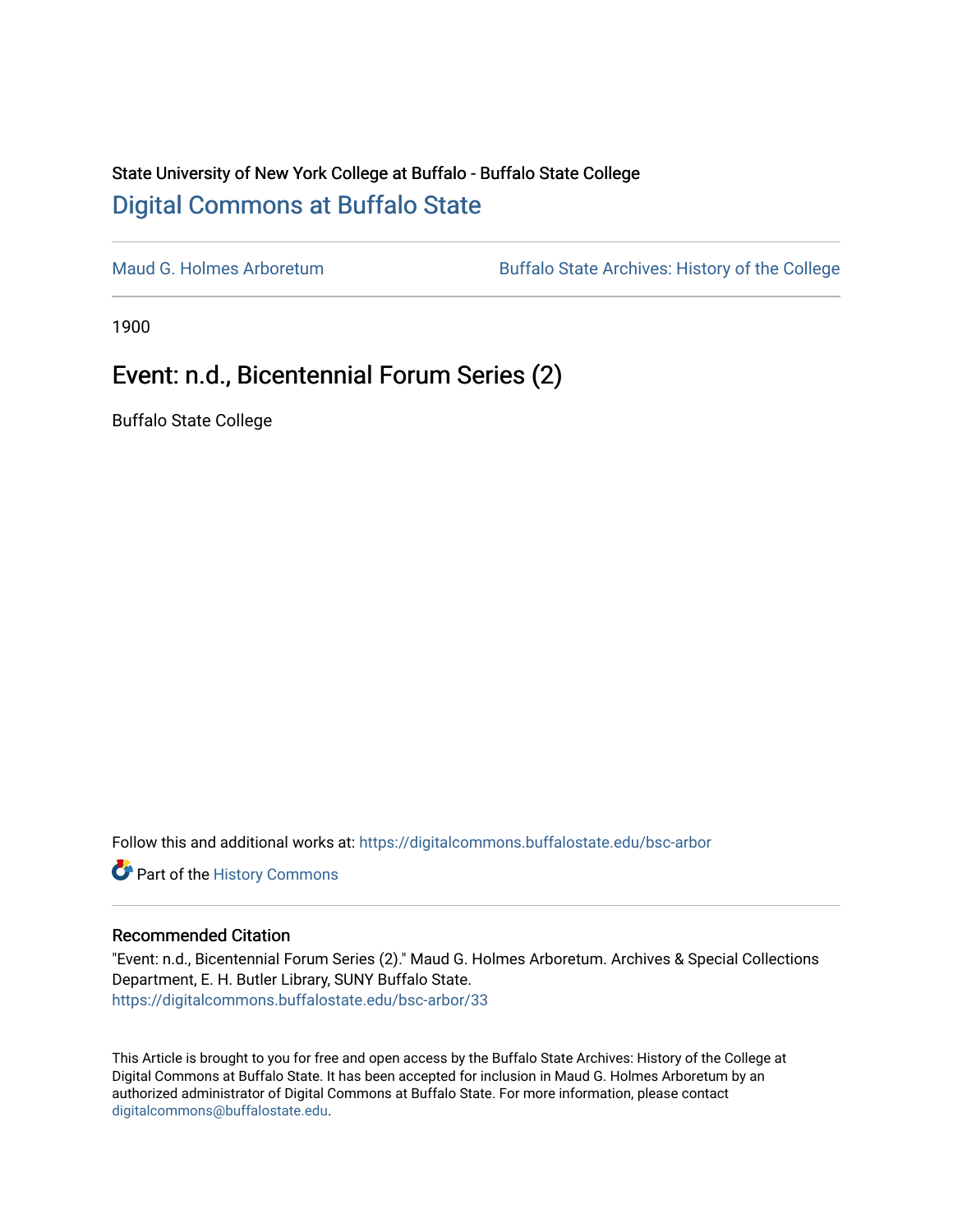State University of New York College at Buffalo - Buffalo State College

# Digital Commons at Buffalo State

Maud G. Holmes Arboretum | Buffalo State Archives: History of the College

1900

## Event: n.d., Bicentennial Forum Series (2)

Buffalo State College

Follow this and additional works at: https://digitalcommons.buffalostate.edu/bsc-arbor

Part of the History Commons

### Recommended Citation

"Event: n.d., Bicentennial Forum Series (2)." Maud G. Holmes Arboretum. Archives & Special Collections Department, E. H. Butler Library, SUNY Buffalo State.
https://digitalcommons.buffalostate.edu/bsc-arbor/33

This Article is brought to you for free and open access by the Buffalo State Archives: History of the College at Digital Commons at Buffalo State. It has been accepted for inclusion in Maud G. Holmes Arboretum by an authorized administrator of Digital Commons at Buffalo State. For more information, please contact digitalcommons@buffalostate.edu.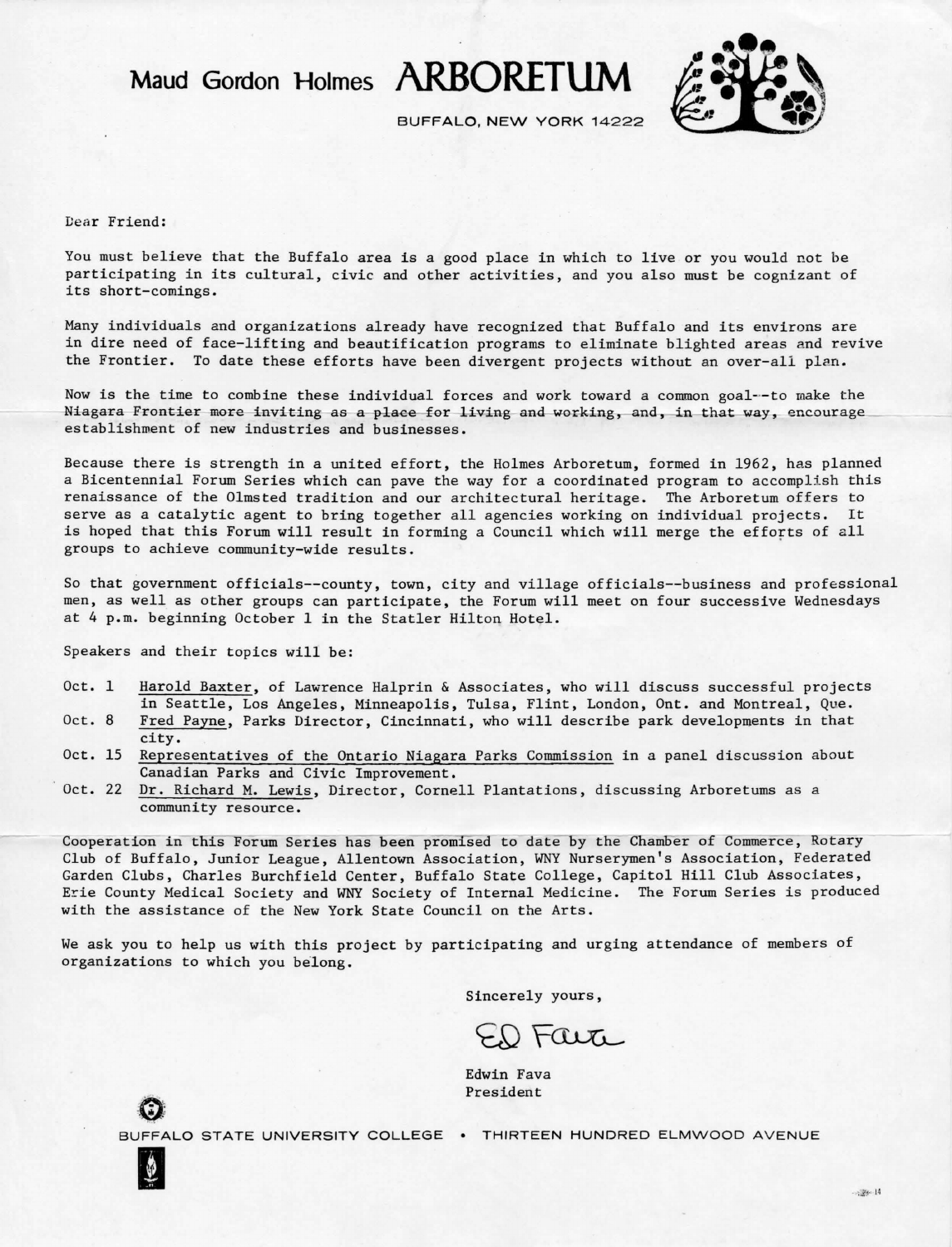# Maud Gordon Holmes ARBORETUM

BUFFALO, NEW YORK 14222

Dear Friend:

You must believe that the Buffalo area is a good place in which to live or you would not be participating in its cultural, civic and other activities, and you also must be cognizant of its short-comings.

Many individuals and organizations already have recognized that Buffalo and its environs are in dire need of face-lifting and beautification programs to eliminate blighted areas and revive the Frontier. To date these efforts have been divergent projects without an over-all plan.

Now is the time to combine these individual forces and work toward a common goal--to make the Niagara Frontier more inviting as a place for living and working, and, in that way, encourage establishment of new industries and businesses.

Because there is strength in a united effort, the Holmes Arboretum, formed in 1962, has planned a Bicentennial Forum Series which can pave the way for a coordinated program to accomplish this renaissance of the Olmsted tradition and our architectural heritage. The Arboretum offers to serve as a catalytic agent to bring together all agencies working on individual projects. It is hoped that this Forum will result in forming a Council which will merge the efforts of all groups to achieve community-wide results.

So that government officials--county, town, city and village officials--business and professional men, as well as other groups can participate, the Forum will meet on four successive Wednesdays at 4 p.m. beginning October 1 in the Statler Hilton Hotel.

Speakers and their topics will be:

- Oct. 1 Harold Baxter, of Lawrence Halprin & Associates, who will discuss successful projects in Seattle, Los Angeles, Minneapolis, Tulsa, Flint, London, Ont. and Montreal, Que.
- Oct. 8 Fred Payne, Parks Director, Cincinnati, who will describe park developments in that city.
- Oct. 15 Representatives of the Ontario Niagara Parks Commission in a panel discussion about Canadian Parks and Civic Improvement.
- Oct. 22 Dr. Richard M. Lewis, Director, Cornell Plantations, discussing Arboretums as a community resource.

Cooperation in this Forum Series has been promised to date by the Chamber of Commerce, Rotary Club of Buffalo, Junior League, Allentown Association, WNY Nurserymen's Association, Federated Garden Clubs, Charles Burchfield Center, Buffalo State College, Capitol Hill Club Associates, Erie County Medical Society and WNY Society of Internal Medicine. The Forum Series is produced with the assistance of the New York State Council on the Arts.

We ask you to help us with this project by participating and urging attendance of members of organizations to which you belong.

Sincerely yours,

Ed Fava

Edwin Fava
President

BUFFALO STATE UNIVERSITY COLLEGE • THIRTEEN HUNDRED ELMWOOD AVENUE